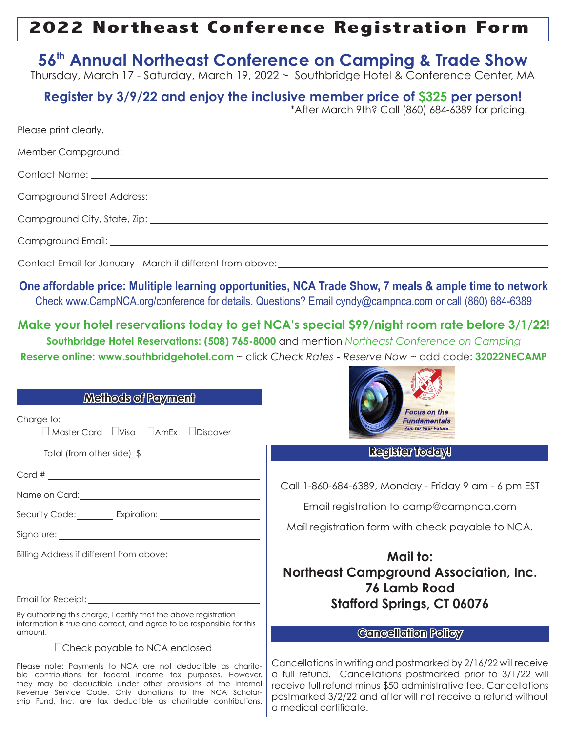# 2022 Northeast Conference Registration Form

## 56th Annual Northeast Conference on Camping & Trade Show

Thursday, March 17 - Saturday, March 19, 2022 ~ Southbridge Hotel & Conference Center, MA

**Register by 3/9/22 and enjoy the inclusive member price of $325 per person!**

*After March 9th? Call (860) 684-6389 for pricing.

Please print clearly.

Member Campground: \_\_\_\_\_\_\_\_\_\_\_\_\_\_\_\_\_\_\_\_

Contact Name: \_\_\_\_\_\_\_\_\_\_\_\_\_\_\_\_\_\_\_\_

Campground Street Address: \_\_\_\_\_\_\_\_\_\_\_\_\_\_\_\_\_\_\_\_

Campground City, State, Zip: \_\_\_\_\_\_\_\_\_\_\_\_\_\_\_\_\_\_\_\_

Campground Email: \_\_\_\_\_\_\_\_\_\_\_\_\_\_\_\_\_\_\_\_

Contact Email for January - March if different from above: \_\_\_\_\_\_\_\_\_\_\_\_\_\_\_\_\_\_\_\_

**One affordable price: Mulitiple learning opportunities, NCA Trade Show, 7 meals & ample time to network**

Check www.CampNCA.org/conference for details. Questions? Email cyndy@campnca.com or call (860) 684-6389

**Make your hotel reservations today to get NCA's special $99/night room rate before 3/1/22!**

**Southbridge Hotel Reservations: (508) 765-8000** and mention *Northeast Conference on Camping*

**Reserve online: www.southbridgehotel.com** ~ click *Check Rates* **-** *Reserve Now* ~ add code: **32022NECAMP**

### Methods of Payment

Charge to:

☐ Master Card ☐Visa ☐AmEx ☐Discover

Total (from other side) $\_\_\_\_\_\_\_\_\_\_

Card # \_\_\_\_\_\_\_\_\_\_\_\_\_\_\_\_\_\_\_\_

Name on Card: \_\_\_\_\_\_\_\_\_\_\_\_\_\_\_\_\_\_\_\_

Security Code: \_\_\_\_\_\_ Expiration: \_\_\_\_\_\_\_\_\_\_

Signature: \_\_\_\_\_\_\_\_\_\_\_\_\_\_\_\_\_\_\_\_

Billing Address if different from above:

\_\_\_\_\_\_\_\_\_\_\_\_\_\_\_\_\_\_\_\_

\_\_\_\_\_\_\_\_\_\_\_\_\_\_\_\_\_\_\_\_

Email for Receipt: \_\_\_\_\_\_\_\_\_\_\_\_\_\_\_\_\_\_\_\_

By authorizing this charge, I certify that the above registration information is true and correct, and agree to be responsible for this amount.

☐Check payable to NCA enclosed

Please note: Payments to NCA are not deductible as charitable contributions for federal income tax purposes. However, they may be deductible under other provisions of the Internal Revenue Service Code. Only donations to the NCA Scholarship Fund, Inc. are tax deductible as charitable contributions.

*Focus on the Fundamentals*
*Aim for Your Future*

### Register Today!

Call 1-860-684-6389, Monday - Friday 9 am - 6 pm EST

Email registration to camp@campnca.com

Mail registration form with check payable to NCA.

**Mail to:**
**Northeast Campground Association, Inc.**
**76 Lamb Road**
**Stafford Springs, CT 06076**

### Cancellation Policy

Cancellations in writing and postmarked by 2/16/22 will receive a full refund. Cancellations postmarked prior to 3/1/22 will receive full refund minus $50 administrative fee. Cancellations postmarked 3/2/22 and after will not receive a refund without a medical certificate.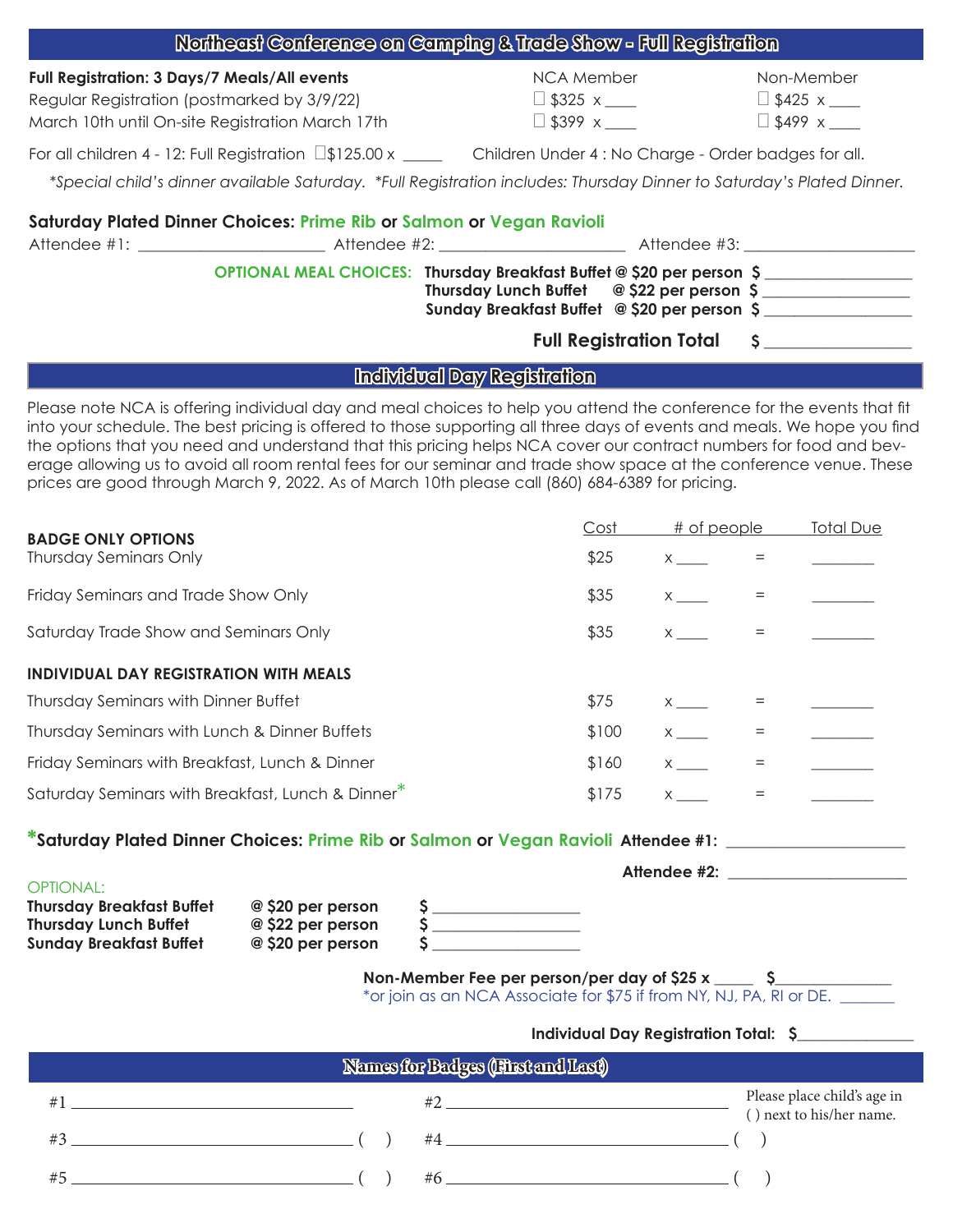## Northeast Conference on Camping & Trade Show - Full Registration

| **Full Registration: 3 Days/7 Meals/All events** | NCA Member | Non-Member |
|---|---|---|
| Regular Registration (postmarked by 3/9/22) | ☐ $325 x ____ | ☐ $425 x ____ |
| March 10th until On-site Registration March 17th | ☐ $399 x ____ | ☐ $499 x ____ |

For all children 4 - 12: Full Registration ☐$125.00 x _____ Children Under 4 : No Charge - Order badges for all.

*\*Special child's dinner available Saturday. \*Full Registration includes: Thursday Dinner to Saturday's Plated Dinner.*

**Saturday Plated Dinner Choices: Prime Rib or Salmon or Vegan Ravioli**

Attendee #1: ______________________ Attendee #2: ______________________ Attendee #3: ______________________

**OPTIONAL MEAL CHOICES:**

**Thursday Breakfast Buffet @ $20 per person $** __________________

**Thursday Lunch Buffet @ $22 per person $** __________________

**Sunday Breakfast Buffet @ $20 per person $** __________________

**Full Registration Total $** __________________

## Individual Day Registration

Please note NCA is offering individual day and meal choices to help you attend the conference for the events that fit into your schedule. The best pricing is offered to those supporting all three days of events and meals. We hope you find the options that you need and understand that this pricing helps NCA cover our contract numbers for food and beverage allowing us to avoid all room rental fees for our seminar and trade show space at the conference venue. These prices are good through March 9, 2022. As of March 10th please call (860) 684-6389 for pricing.

| | Cost | # of people | | Total Due |
|---|---|---|---|---|
| **BADGE ONLY OPTIONS** | | | | |
| Thursday Seminars Only | $25 | x ____ | = | ________ |
| Friday Seminars and Trade Show Only | $35 | x ____ | = | ________ |
| Saturday Trade Show and Seminars Only | $35 | x ____ | = | ________ |
| **INDIVIDUAL DAY REGISTRATION WITH MEALS** | | | | |
| Thursday Seminars with Dinner Buffet | $75 | x ____ | = | ________ |
| Thursday Seminars with Lunch & Dinner Buffets | $100 | x ____ | = | ________ |
| Friday Seminars with Breakfast, Lunch & Dinner | $160 | x ____ | = | ________ |
| Saturday Seminars with Breakfast, Lunch & Dinner* | $175 | x ____ | = | ________ |

**\*Saturday Plated Dinner Choices: Prime Rib or Salmon or Vegan Ravioli Attendee #1:** ______________________

**Attendee #2:** ______________________

OPTIONAL:

| | | |
|---|---|---|
| **Thursday Breakfast Buffet** | **@ $20 per person** | **$** __________________ |
| **Thursday Lunch Buffet** | **@ $22 per person** | **$** __________________ |
| **Sunday Breakfast Buffet** | **@ $20 per person** | **$** __________________ |

**Non-Member Fee per person/per day of $25 x** _____ **$**______________

\*or join as an NCA Associate for $75 if from NY, NJ, PA, RI or DE. _______

**Individual Day Registration Total: $**______________

## Names for Badges (First and Last)

Please place child's age in ( ) next to his/her name.

#1 ________________________________ #2 ________________________________

#3 ________________________________ ( ) #4 ________________________________ ( )

#5 ________________________________ ( ) #6 ________________________________ ( )